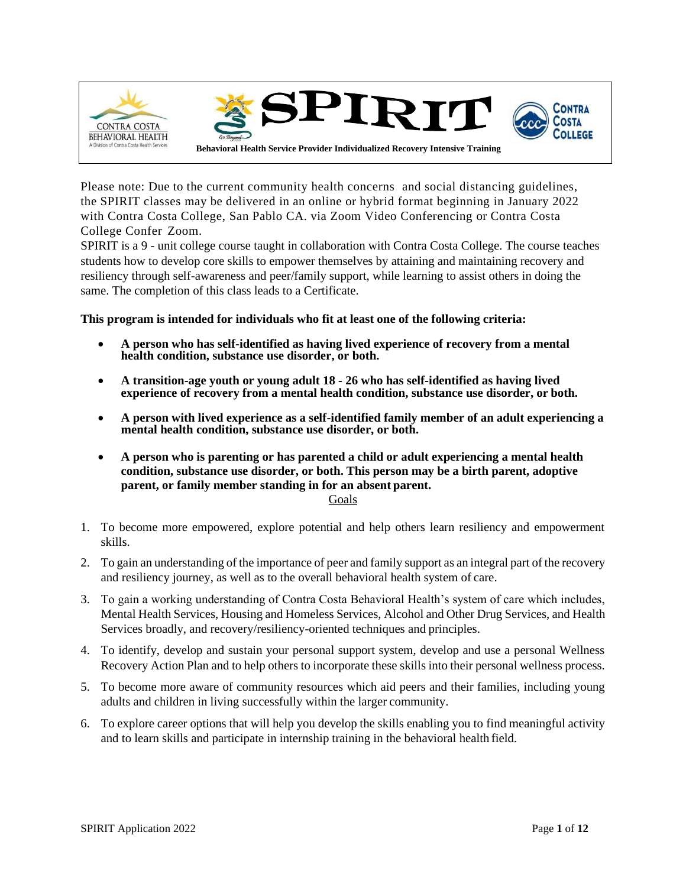# SPIRIT

**Behavioral Health Service Provider Individualized Recovery Intensive Training**

Please note: Due to the current community health concerns and social distancing guidelines, the SPIRIT classes may be delivered in an online or hybrid format beginning in January 2022 with Contra Costa College, San Pablo CA. via Zoom Video Conferencing or Contra Costa College Confer Zoom.

SPIRIT is a 9 - unit college course taught in collaboration with Contra Costa College. The course teaches students how to develop core skills to empower themselves by attaining and maintaining recovery and resiliency through self-awareness and peer/family support, while learning to assist others in doing the same. The completion of this class leads to a Certificate.

**This program is intended for individuals who fit at least one of the following criteria:**

- **A person who has self-identified as having lived experience of recovery from a mental health condition, substance use disorder, or both.**
- **A transition-age youth or young adult 18 - 26 who has self-identified as having lived experience of recovery from a mental health condition, substance use disorder, or both.**
- **A person with lived experience as a self-identified family member of an adult experiencing a mental health condition, substance use disorder, or both.**
- **A person who is parenting or has parented a child or adult experiencing a mental health condition, substance use disorder, or both. This person may be a birth parent, adoptive parent, or family member standing in for an absent parent.**

## Goals

1. To become more empowered, explore potential and help others learn resiliency and empowerment skills.
2. To gain an understanding of the importance of peer and family support as an integral part of the recovery and resiliency journey, as well as to the overall behavioral health system of care.
3. To gain a working understanding of Contra Costa Behavioral Health's system of care which includes, Mental Health Services, Housing and Homeless Services, Alcohol and Other Drug Services, and Health Services broadly, and recovery/resiliency-oriented techniques and principles.
4. To identify, develop and sustain your personal support system, develop and use a personal Wellness Recovery Action Plan and to help others to incorporate these skills into their personal wellness process.
5. To become more aware of community resources which aid peers and their families, including young adults and children in living successfully within the larger community.
6. To explore career options that will help you develop the skills enabling you to find meaningful activity and to learn skills and participate in internship training in the behavioral health field.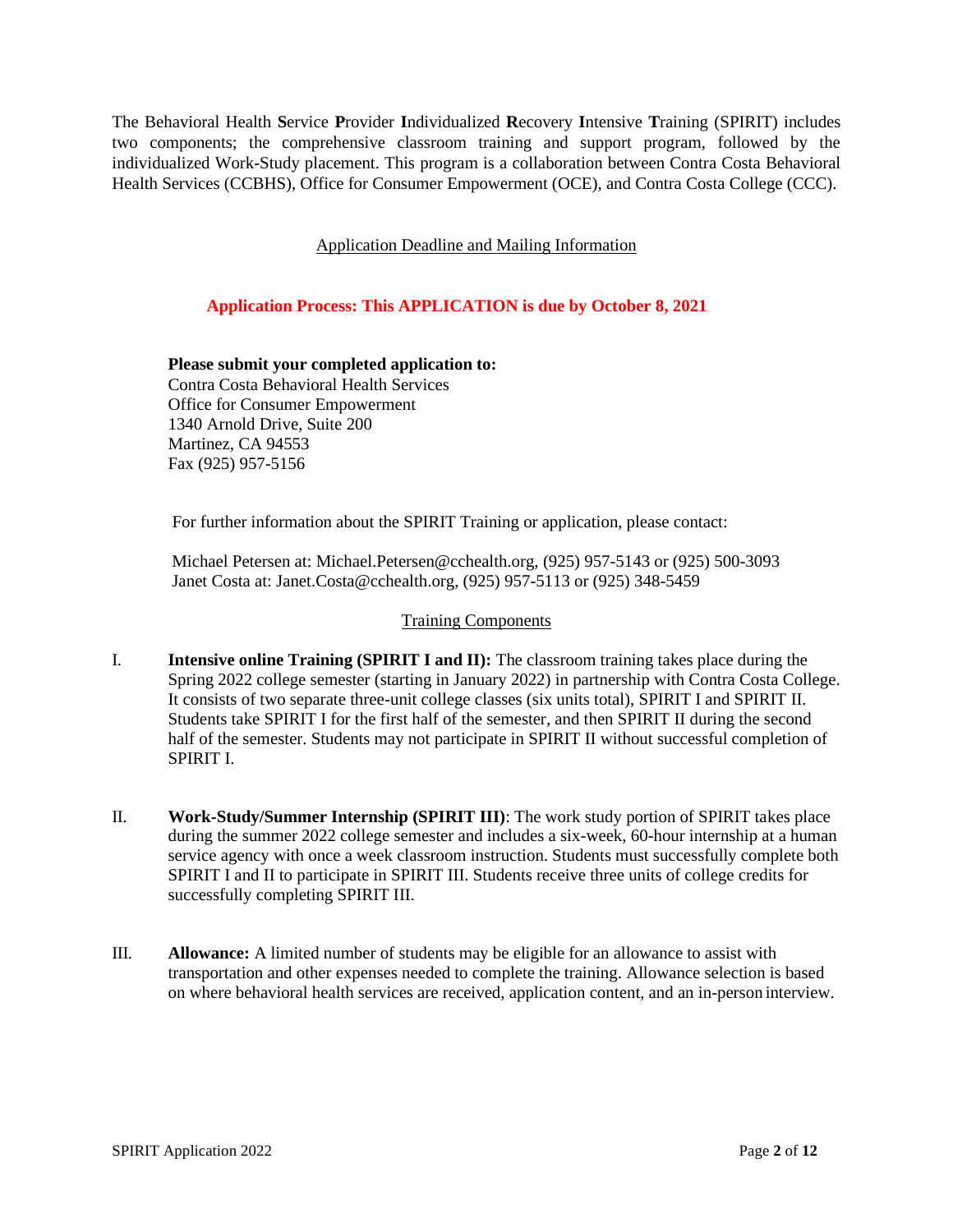The Behavioral Health **S**ervice **P**rovider **I**ndividualized **R**ecovery **I**ntensive **T**raining (SPIRIT) includes two components; the comprehensive classroom training and support program, followed by the individualized Work-Study placement. This program is a collaboration between Contra Costa Behavioral Health Services (CCBHS), Office for Consumer Empowerment (OCE), and Contra Costa College (CCC).

## Application Deadline and Mailing Information

**Application Process: This APPLICATION is due by October 8, 2021**

**Please submit your completed application to:**
Contra Costa Behavioral Health Services
Office for Consumer Empowerment
1340 Arnold Drive, Suite 200
Martinez, CA 94553
Fax (925) 957-5156

For further information about the SPIRIT Training or application, please contact:

Michael Petersen at: Michael.Petersen@cchealth.org, (925) 957-5143 or (925) 500-3093
Janet Costa at: Janet.Costa@cchealth.org, (925) 957-5113 or (925) 348-5459

## Training Components

I. **Intensive online Training (SPIRIT I and II):** The classroom training takes place during the Spring 2022 college semester (starting in January 2022) in partnership with Contra Costa College. It consists of two separate three-unit college classes (six units total), SPIRIT I and SPIRIT II. Students take SPIRIT I for the first half of the semester, and then SPIRIT II during the second half of the semester. Students may not participate in SPIRIT II without successful completion of SPIRIT I.

II. **Work-Study/Summer Internship (SPIRIT III)**: The work study portion of SPIRIT takes place during the summer 2022 college semester and includes a six-week, 60-hour internship at a human service agency with once a week classroom instruction. Students must successfully complete both SPIRIT I and II to participate in SPIRIT III. Students receive three units of college credits for successfully completing SPIRIT III.

III. **Allowance:** A limited number of students may be eligible for an allowance to assist with transportation and other expenses needed to complete the training. Allowance selection is based on where behavioral health services are received, application content, and an in-person interview.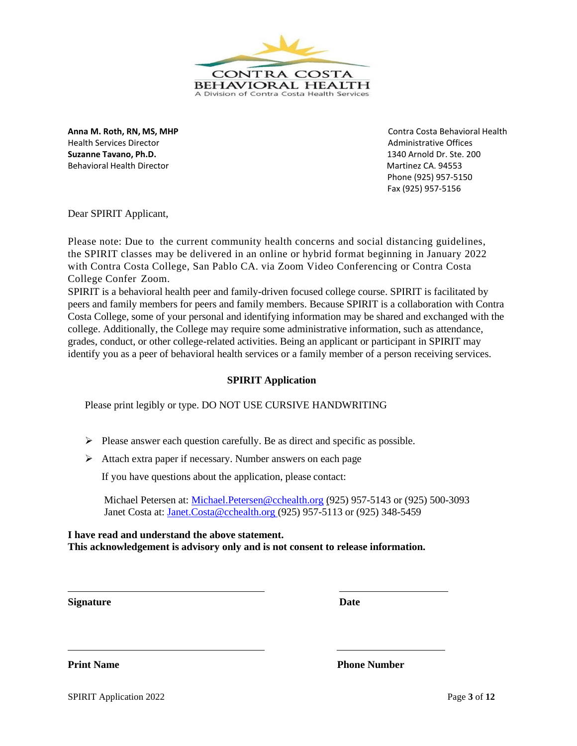CONTRA COSTA BEHAVIORAL HEALTH
A Division of Contra Costa Health Services

**Anna M. Roth, RN, MS, MHP**
Health Services Director
**Suzanne Tavano, Ph.D.**
Behavioral Health Director

Contra Costa Behavioral Health
Administrative Offices
1340 Arnold Dr. Ste. 200
Martinez CA. 94553
Phone (925) 957-5150
Fax (925) 957-5156

Dear SPIRIT Applicant,

Please note: Due to the current community health concerns and social distancing guidelines, the SPIRIT classes may be delivered in an online or hybrid format beginning in January 2022 with Contra Costa College, San Pablo CA. via Zoom Video Conferencing or Contra Costa College Confer Zoom.

SPIRIT is a behavioral health peer and family-driven focused college course. SPIRIT is facilitated by peers and family members for peers and family members. Because SPIRIT is a collaboration with Contra Costa College, some of your personal and identifying information may be shared and exchanged with the college. Additionally, the College may require some administrative information, such as attendance, grades, conduct, or other college-related activities. Being an applicant or participant in SPIRIT may identify you as a peer of behavioral health services or a family member of a person receiving services.

## SPIRIT Application

Please print legibly or type. DO NOT USE CURSIVE HANDWRITING

- Please answer each question carefully. Be as direct and specific as possible.
- Attach extra paper if necessary. Number answers on each page

If you have questions about the application, please contact:

Michael Petersen at: Michael.Petersen@cchealth.org (925) 957-5143 or (925) 500-3093
Janet Costa at: Janet.Costa@cchealth.org (925) 957-5113 or (925) 348-5459

**I have read and understand the above statement.**
**This acknowledgement is advisory only and is not consent to release information.**

______________________________ ______________________
**Signature** **Date**

______________________________ ______________________
**Print Name** **Phone Number**

SPIRIT Application 2022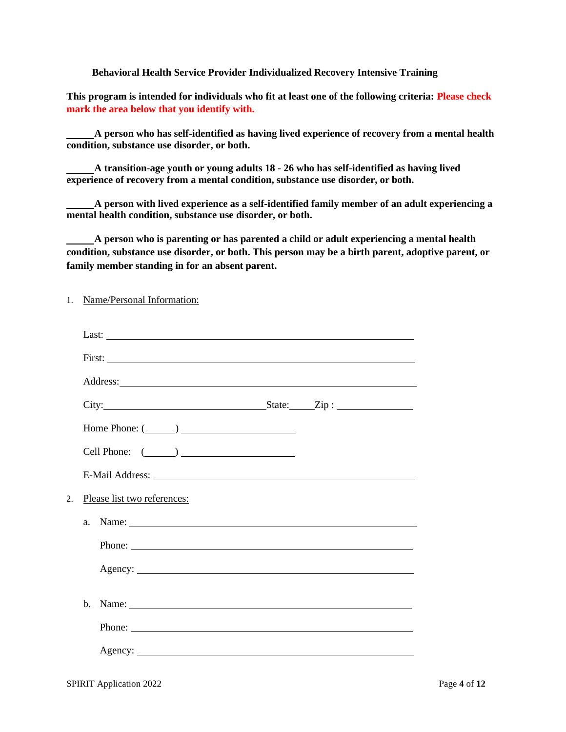**Behavioral Health Service Provider Individualized Recovery Intensive Training**

**This program is intended for individuals who fit at least one of the following criteria: Please check mark the area below that you identify with.**

**\_\_\_\_\_A person who has self-identified as having lived experience of recovery from a mental health condition, substance use disorder, or both.**

**\_\_\_\_\_A transition-age youth or young adults 18 - 26 who has self-identified as having lived experience of recovery from a mental condition, substance use disorder, or both.**

**\_\_\_\_\_A person with lived experience as a self-identified family member of an adult experiencing a mental health condition, substance use disorder, or both.**

**\_\_\_\_\_A person who is parenting or has parented a child or adult experiencing a mental health condition, substance use disorder, or both. This person may be a birth parent, adoptive parent, or family member standing in for an absent parent.**

1. Name/Personal Information:

   Last: \_\_\_\_\_\_\_\_\_\_\_\_\_\_\_\_\_\_\_\_\_\_\_\_\_\_\_\_\_\_\_\_\_\_\_\_\_\_\_\_

   First: \_\_\_\_\_\_\_\_\_\_\_\_\_\_\_\_\_\_\_\_\_\_\_\_\_\_\_\_\_\_\_\_\_\_\_\_\_\_\_\_

   Address: \_\_\_\_\_\_\_\_\_\_\_\_\_\_\_\_\_\_\_\_\_\_\_\_\_\_\_\_\_\_\_\_\_\_\_\_\_\_\_\_

   City: \_\_\_\_\_\_\_\_\_\_\_\_\_\_\_\_\_\_\_\_ State: \_\_\_\_\_ Zip : \_\_\_\_\_\_\_\_\_\_\_\_

   Home Phone: (\_\_\_\_\_\_) \_\_\_\_\_\_\_\_\_\_\_\_\_\_\_\_\_\_\_\_

   Cell Phone: (\_\_\_\_\_\_) \_\_\_\_\_\_\_\_\_\_\_\_\_\_\_\_\_\_\_\_

   E-Mail Address: \_\_\_\_\_\_\_\_\_\_\_\_\_\_\_\_\_\_\_\_\_\_\_\_\_\_\_\_\_\_\_\_\_\_\_\_\_\_\_\_

2. Please list two references:

   a. Name: \_\_\_\_\_\_\_\_\_\_\_\_\_\_\_\_\_\_\_\_\_\_\_\_\_\_\_\_\_\_\_\_\_\_\_\_\_\_\_\_

      Phone: \_\_\_\_\_\_\_\_\_\_\_\_\_\_\_\_\_\_\_\_\_\_\_\_\_\_\_\_\_\_\_\_\_\_\_\_\_\_\_\_

      Agency: \_\_\_\_\_\_\_\_\_\_\_\_\_\_\_\_\_\_\_\_\_\_\_\_\_\_\_\_\_\_\_\_\_\_\_\_\_\_\_\_

   b. Name: \_\_\_\_\_\_\_\_\_\_\_\_\_\_\_\_\_\_\_\_\_\_\_\_\_\_\_\_\_\_\_\_\_\_\_\_\_\_\_\_

      Phone: \_\_\_\_\_\_\_\_\_\_\_\_\_\_\_\_\_\_\_\_\_\_\_\_\_\_\_\_\_\_\_\_\_\_\_\_\_\_\_\_

      Agency: \_\_\_\_\_\_\_\_\_\_\_\_\_\_\_\_\_\_\_\_\_\_\_\_\_\_\_\_\_\_\_\_\_\_\_\_\_\_\_\_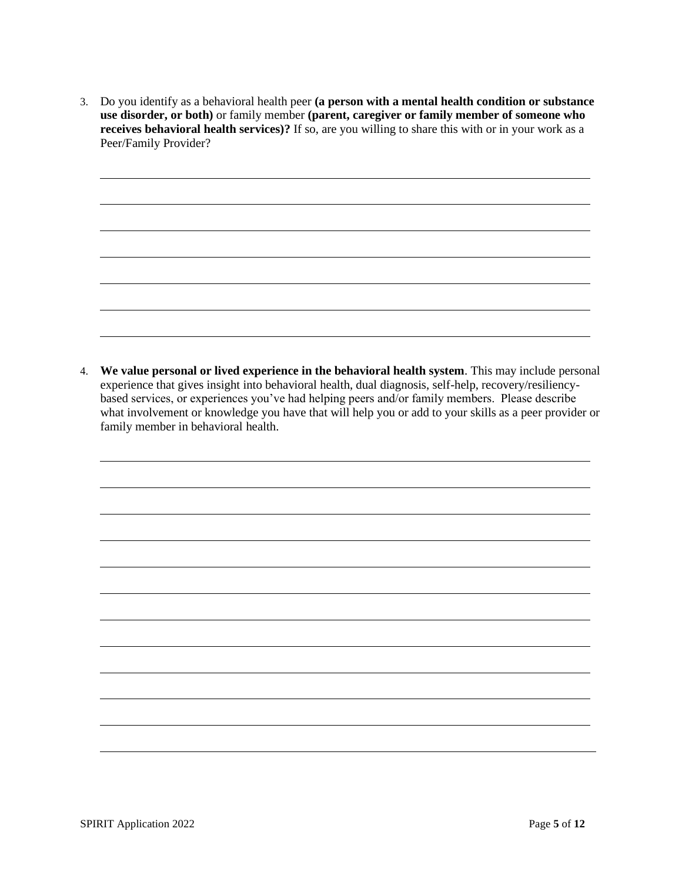3. Do you identify as a behavioral health peer **(a person with a mental health condition or substance use disorder, or both)** or family member **(parent, caregiver or family member of someone who receives behavioral health services)?** If so, are you willing to share this with or in your work as a Peer/Family Provider?

\_\_\_\_\_\_\_\_\_\_\_\_\_\_\_\_\_\_\_\_\_\_\_\_\_\_\_\_\_\_\_\_\_\_\_\_\_\_\_\_\_\_\_\_\_\_\_\_\_\_\_\_\_\_\_\_\_\_\_\_\_\_\_\_\_\_\_\_\_\_\_\_\_\_\_\_

\_\_\_\_\_\_\_\_\_\_\_\_\_\_\_\_\_\_\_\_\_\_\_\_\_\_\_\_\_\_\_\_\_\_\_\_\_\_\_\_\_\_\_\_\_\_\_\_\_\_\_\_\_\_\_\_\_\_\_\_\_\_\_\_\_\_\_\_\_\_\_\_\_\_\_\_

\_\_\_\_\_\_\_\_\_\_\_\_\_\_\_\_\_\_\_\_\_\_\_\_\_\_\_\_\_\_\_\_\_\_\_\_\_\_\_\_\_\_\_\_\_\_\_\_\_\_\_\_\_\_\_\_\_\_\_\_\_\_\_\_\_\_\_\_\_\_\_\_\_\_\_\_

\_\_\_\_\_\_\_\_\_\_\_\_\_\_\_\_\_\_\_\_\_\_\_\_\_\_\_\_\_\_\_\_\_\_\_\_\_\_\_\_\_\_\_\_\_\_\_\_\_\_\_\_\_\_\_\_\_\_\_\_\_\_\_\_\_\_\_\_\_\_\_\_\_\_\_\_

\_\_\_\_\_\_\_\_\_\_\_\_\_\_\_\_\_\_\_\_\_\_\_\_\_\_\_\_\_\_\_\_\_\_\_\_\_\_\_\_\_\_\_\_\_\_\_\_\_\_\_\_\_\_\_\_\_\_\_\_\_\_\_\_\_\_\_\_\_\_\_\_\_\_\_\_

\_\_\_\_\_\_\_\_\_\_\_\_\_\_\_\_\_\_\_\_\_\_\_\_\_\_\_\_\_\_\_\_\_\_\_\_\_\_\_\_\_\_\_\_\_\_\_\_\_\_\_\_\_\_\_\_\_\_\_\_\_\_\_\_\_\_\_\_\_\_\_\_\_\_\_\_

\_\_\_\_\_\_\_\_\_\_\_\_\_\_\_\_\_\_\_\_\_\_\_\_\_\_\_\_\_\_\_\_\_\_\_\_\_\_\_\_\_\_\_\_\_\_\_\_\_\_\_\_\_\_\_\_\_\_\_\_\_\_\_\_\_\_\_\_\_\_\_\_\_\_\_\_

4. **We value personal or lived experience in the behavioral health system**. This may include personal experience that gives insight into behavioral health, dual diagnosis, self-help, recovery/resiliency-based services, or experiences you've had helping peers and/or family members. Please describe what involvement or knowledge you have that will help you or add to your skills as a peer provider or family member in behavioral health.

\_\_\_\_\_\_\_\_\_\_\_\_\_\_\_\_\_\_\_\_\_\_\_\_\_\_\_\_\_\_\_\_\_\_\_\_\_\_\_\_\_\_\_\_\_\_\_\_\_\_\_\_\_\_\_\_\_\_\_\_\_\_\_\_\_\_\_\_\_\_\_\_\_\_\_\_

\_\_\_\_\_\_\_\_\_\_\_\_\_\_\_\_\_\_\_\_\_\_\_\_\_\_\_\_\_\_\_\_\_\_\_\_\_\_\_\_\_\_\_\_\_\_\_\_\_\_\_\_\_\_\_\_\_\_\_\_\_\_\_\_\_\_\_\_\_\_\_\_\_\_\_\_

\_\_\_\_\_\_\_\_\_\_\_\_\_\_\_\_\_\_\_\_\_\_\_\_\_\_\_\_\_\_\_\_\_\_\_\_\_\_\_\_\_\_\_\_\_\_\_\_\_\_\_\_\_\_\_\_\_\_\_\_\_\_\_\_\_\_\_\_\_\_\_\_\_\_\_\_

\_\_\_\_\_\_\_\_\_\_\_\_\_\_\_\_\_\_\_\_\_\_\_\_\_\_\_\_\_\_\_\_\_\_\_\_\_\_\_\_\_\_\_\_\_\_\_\_\_\_\_\_\_\_\_\_\_\_\_\_\_\_\_\_\_\_\_\_\_\_\_\_\_\_\_\_

\_\_\_\_\_\_\_\_\_\_\_\_\_\_\_\_\_\_\_\_\_\_\_\_\_\_\_\_\_\_\_\_\_\_\_\_\_\_\_\_\_\_\_\_\_\_\_\_\_\_\_\_\_\_\_\_\_\_\_\_\_\_\_\_\_\_\_\_\_\_\_\_\_\_\_\_

\_\_\_\_\_\_\_\_\_\_\_\_\_\_\_\_\_\_\_\_\_\_\_\_\_\_\_\_\_\_\_\_\_\_\_\_\_\_\_\_\_\_\_\_\_\_\_\_\_\_\_\_\_\_\_\_\_\_\_\_\_\_\_\_\_\_\_\_\_\_\_\_\_\_\_\_

\_\_\_\_\_\_\_\_\_\_\_\_\_\_\_\_\_\_\_\_\_\_\_\_\_\_\_\_\_\_\_\_\_\_\_\_\_\_\_\_\_\_\_\_\_\_\_\_\_\_\_\_\_\_\_\_\_\_\_\_\_\_\_\_\_\_\_\_\_\_\_\_\_\_\_\_

\_\_\_\_\_\_\_\_\_\_\_\_\_\_\_\_\_\_\_\_\_\_\_\_\_\_\_\_\_\_\_\_\_\_\_\_\_\_\_\_\_\_\_\_\_\_\_\_\_\_\_\_\_\_\_\_\_\_\_\_\_\_\_\_\_\_\_\_\_\_\_\_\_\_\_\_

\_\_\_\_\_\_\_\_\_\_\_\_\_\_\_\_\_\_\_\_\_\_\_\_\_\_\_\_\_\_\_\_\_\_\_\_\_\_\_\_\_\_\_\_\_\_\_\_\_\_\_\_\_\_\_\_\_\_\_\_\_\_\_\_\_\_\_\_\_\_\_\_\_\_\_\_

\_\_\_\_\_\_\_\_\_\_\_\_\_\_\_\_\_\_\_\_\_\_\_\_\_\_\_\_\_\_\_\_\_\_\_\_\_\_\_\_\_\_\_\_\_\_\_\_\_\_\_\_\_\_\_\_\_\_\_\_\_\_\_\_\_\_\_\_\_\_\_\_\_\_\_\_

\_\_\_\_\_\_\_\_\_\_\_\_\_\_\_\_\_\_\_\_\_\_\_\_\_\_\_\_\_\_\_\_\_\_\_\_\_\_\_\_\_\_\_\_\_\_\_\_\_\_\_\_\_\_\_\_\_\_\_\_\_\_\_\_\_\_\_\_\_\_\_\_\_\_\_\_

\_\_\_\_\_\_\_\_\_\_\_\_\_\_\_\_\_\_\_\_\_\_\_\_\_\_\_\_\_\_\_\_\_\_\_\_\_\_\_\_\_\_\_\_\_\_\_\_\_\_\_\_\_\_\_\_\_\_\_\_\_\_\_\_\_\_\_\_\_\_\_\_\_\_\_\_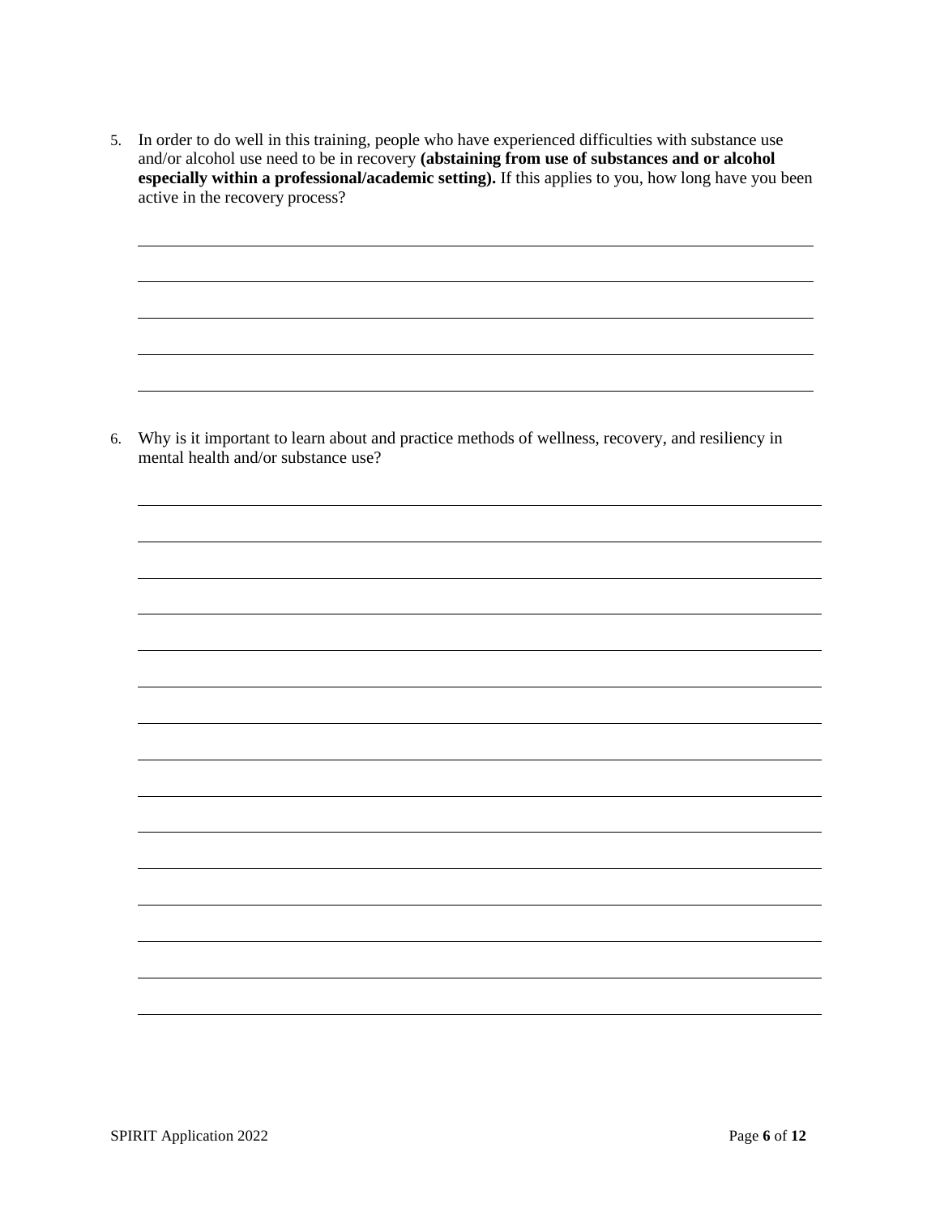5. In order to do well in this training, people who have experienced difficulties with substance use and/or alcohol use need to be in recovery **(abstaining from use of substances and or alcohol especially within a professional/academic setting).** If this applies to you, how long have you been active in the recovery process?

6. Why is it important to learn about and practice methods of wellness, recovery, and resiliency in mental health and/or substance use?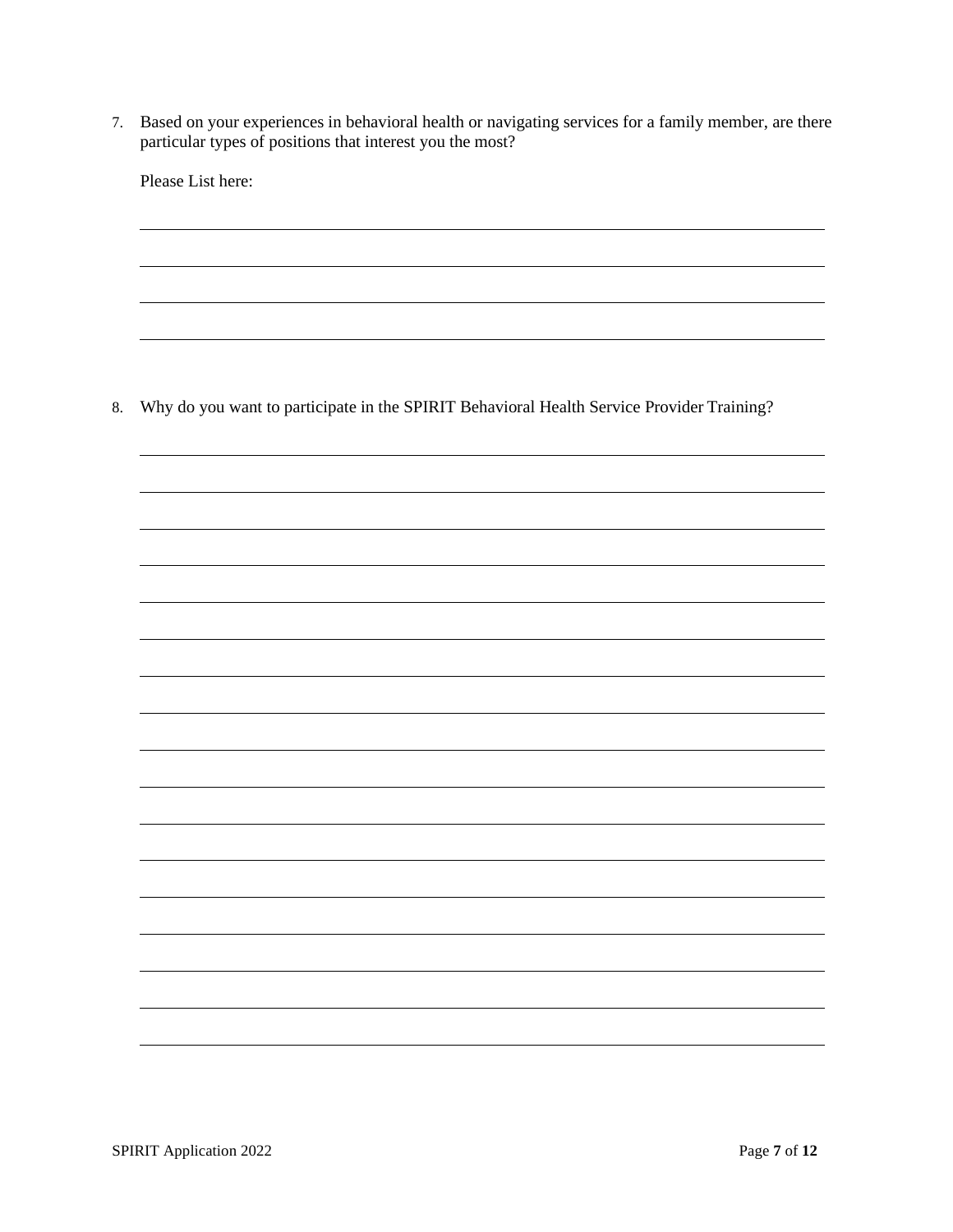7. Based on your experiences in behavioral health or navigating services for a family member, are there particular types of positions that interest you the most?

   Please List here:

   \_\_\_\_\_\_\_\_\_\_\_\_\_\_\_\_\_\_\_\_\_\_\_\_\_\_\_\_\_\_\_\_\_\_\_\_\_\_\_\_\_\_\_\_\_\_\_\_\_\_\_\_\_\_\_\_\_\_\_\_\_\_\_\_\_\_\_\_

   \_\_\_\_\_\_\_\_\_\_\_\_\_\_\_\_\_\_\_\_\_\_\_\_\_\_\_\_\_\_\_\_\_\_\_\_\_\_\_\_\_\_\_\_\_\_\_\_\_\_\_\_\_\_\_\_\_\_\_\_\_\_\_\_\_\_\_\_

   \_\_\_\_\_\_\_\_\_\_\_\_\_\_\_\_\_\_\_\_\_\_\_\_\_\_\_\_\_\_\_\_\_\_\_\_\_\_\_\_\_\_\_\_\_\_\_\_\_\_\_\_\_\_\_\_\_\_\_\_\_\_\_\_\_\_\_\_

   \_\_\_\_\_\_\_\_\_\_\_\_\_\_\_\_\_\_\_\_\_\_\_\_\_\_\_\_\_\_\_\_\_\_\_\_\_\_\_\_\_\_\_\_\_\_\_\_\_\_\_\_\_\_\_\_\_\_\_\_\_\_\_\_\_\_\_\_

8. Why do you want to participate in the SPIRIT Behavioral Health Service Provider Training?

   \_\_\_\_\_\_\_\_\_\_\_\_\_\_\_\_\_\_\_\_\_\_\_\_\_\_\_\_\_\_\_\_\_\_\_\_\_\_\_\_\_\_\_\_\_\_\_\_\_\_\_\_\_\_\_\_\_\_\_\_\_\_\_\_\_\_\_\_

   \_\_\_\_\_\_\_\_\_\_\_\_\_\_\_\_\_\_\_\_\_\_\_\_\_\_\_\_\_\_\_\_\_\_\_\_\_\_\_\_\_\_\_\_\_\_\_\_\_\_\_\_\_\_\_\_\_\_\_\_\_\_\_\_\_\_\_\_

   \_\_\_\_\_\_\_\_\_\_\_\_\_\_\_\_\_\_\_\_\_\_\_\_\_\_\_\_\_\_\_\_\_\_\_\_\_\_\_\_\_\_\_\_\_\_\_\_\_\_\_\_\_\_\_\_\_\_\_\_\_\_\_\_\_\_\_\_

   \_\_\_\_\_\_\_\_\_\_\_\_\_\_\_\_\_\_\_\_\_\_\_\_\_\_\_\_\_\_\_\_\_\_\_\_\_\_\_\_\_\_\_\_\_\_\_\_\_\_\_\_\_\_\_\_\_\_\_\_\_\_\_\_\_\_\_\_

   \_\_\_\_\_\_\_\_\_\_\_\_\_\_\_\_\_\_\_\_\_\_\_\_\_\_\_\_\_\_\_\_\_\_\_\_\_\_\_\_\_\_\_\_\_\_\_\_\_\_\_\_\_\_\_\_\_\_\_\_\_\_\_\_\_\_\_\_

   \_\_\_\_\_\_\_\_\_\_\_\_\_\_\_\_\_\_\_\_\_\_\_\_\_\_\_\_\_\_\_\_\_\_\_\_\_\_\_\_\_\_\_\_\_\_\_\_\_\_\_\_\_\_\_\_\_\_\_\_\_\_\_\_\_\_\_\_

   \_\_\_\_\_\_\_\_\_\_\_\_\_\_\_\_\_\_\_\_\_\_\_\_\_\_\_\_\_\_\_\_\_\_\_\_\_\_\_\_\_\_\_\_\_\_\_\_\_\_\_\_\_\_\_\_\_\_\_\_\_\_\_\_\_\_\_\_

   \_\_\_\_\_\_\_\_\_\_\_\_\_\_\_\_\_\_\_\_\_\_\_\_\_\_\_\_\_\_\_\_\_\_\_\_\_\_\_\_\_\_\_\_\_\_\_\_\_\_\_\_\_\_\_\_\_\_\_\_\_\_\_\_\_\_\_\_

   \_\_\_\_\_\_\_\_\_\_\_\_\_\_\_\_\_\_\_\_\_\_\_\_\_\_\_\_\_\_\_\_\_\_\_\_\_\_\_\_\_\_\_\_\_\_\_\_\_\_\_\_\_\_\_\_\_\_\_\_\_\_\_\_\_\_\_\_

   \_\_\_\_\_\_\_\_\_\_\_\_\_\_\_\_\_\_\_\_\_\_\_\_\_\_\_\_\_\_\_\_\_\_\_\_\_\_\_\_\_\_\_\_\_\_\_\_\_\_\_\_\_\_\_\_\_\_\_\_\_\_\_\_\_\_\_\_

   \_\_\_\_\_\_\_\_\_\_\_\_\_\_\_\_\_\_\_\_\_\_\_\_\_\_\_\_\_\_\_\_\_\_\_\_\_\_\_\_\_\_\_\_\_\_\_\_\_\_\_\_\_\_\_\_\_\_\_\_\_\_\_\_\_\_\_\_

   \_\_\_\_\_\_\_\_\_\_\_\_\_\_\_\_\_\_\_\_\_\_\_\_\_\_\_\_\_\_\_\_\_\_\_\_\_\_\_\_\_\_\_\_\_\_\_\_\_\_\_\_\_\_\_\_\_\_\_\_\_\_\_\_\_\_\_\_

   \_\_\_\_\_\_\_\_\_\_\_\_\_\_\_\_\_\_\_\_\_\_\_\_\_\_\_\_\_\_\_\_\_\_\_\_\_\_\_\_\_\_\_\_\_\_\_\_\_\_\_\_\_\_\_\_\_\_\_\_\_\_\_\_\_\_\_\_

   \_\_\_\_\_\_\_\_\_\_\_\_\_\_\_\_\_\_\_\_\_\_\_\_\_\_\_\_\_\_\_\_\_\_\_\_\_\_\_\_\_\_\_\_\_\_\_\_\_\_\_\_\_\_\_\_\_\_\_\_\_\_\_\_\_\_\_\_

   \_\_\_\_\_\_\_\_\_\_\_\_\_\_\_\_\_\_\_\_\_\_\_\_\_\_\_\_\_\_\_\_\_\_\_\_\_\_\_\_\_\_\_\_\_\_\_\_\_\_\_\_\_\_\_\_\_\_\_\_\_\_\_\_\_\_\_\_

   \_\_\_\_\_\_\_\_\_\_\_\_\_\_\_\_\_\_\_\_\_\_\_\_\_\_\_\_\_\_\_\_\_\_\_\_\_\_\_\_\_\_\_\_\_\_\_\_\_\_\_\_\_\_\_\_\_\_\_\_\_\_\_\_\_\_\_\_

SPIRIT Application 2022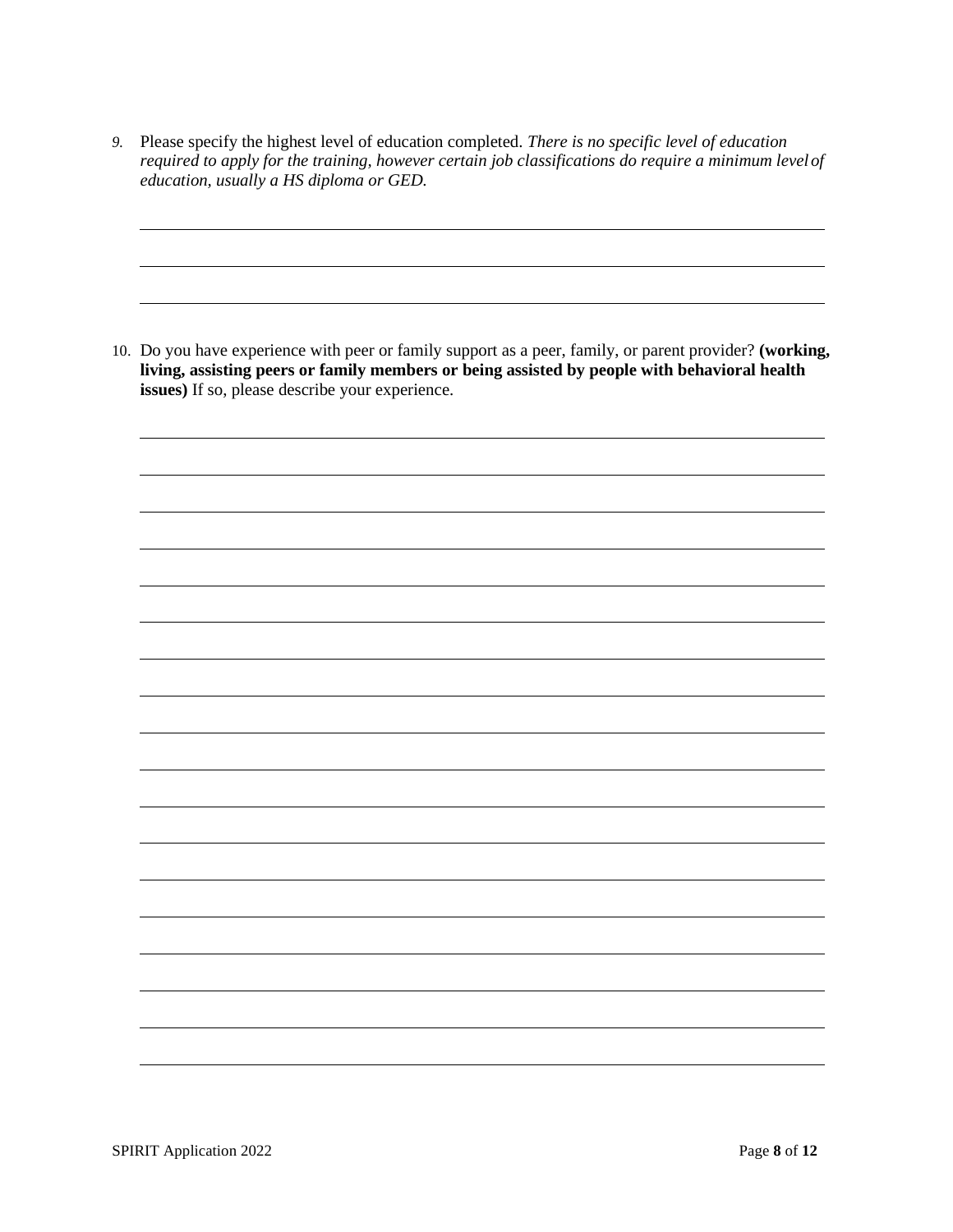9. Please specify the highest level of education completed. *There is no specific level of education required to apply for the training, however certain job classifications do require a minimum level of education, usually a HS diploma or GED.*

\_\_\_\_\_\_\_\_\_\_\_\_\_\_\_\_\_\_\_\_\_\_\_\_\_\_\_\_\_\_\_\_\_\_\_\_\_\_\_\_\_\_\_\_\_\_\_\_\_\_\_\_\_\_\_\_\_\_\_\_\_\_\_\_\_\_\_\_\_\_\_\_\_\_\_\_\_\_

\_\_\_\_\_\_\_\_\_\_\_\_\_\_\_\_\_\_\_\_\_\_\_\_\_\_\_\_\_\_\_\_\_\_\_\_\_\_\_\_\_\_\_\_\_\_\_\_\_\_\_\_\_\_\_\_\_\_\_\_\_\_\_\_\_\_\_\_\_\_\_\_\_\_\_\_\_\_

\_\_\_\_\_\_\_\_\_\_\_\_\_\_\_\_\_\_\_\_\_\_\_\_\_\_\_\_\_\_\_\_\_\_\_\_\_\_\_\_\_\_\_\_\_\_\_\_\_\_\_\_\_\_\_\_\_\_\_\_\_\_\_\_\_\_\_\_\_\_\_\_\_\_\_\_\_\_

10. Do you have experience with peer or family support as a peer, family, or parent provider? **(working, living, assisting peers or family members or being assisted by people with behavioral health issues)** If so, please describe your experience.

\_\_\_\_\_\_\_\_\_\_\_\_\_\_\_\_\_\_\_\_\_\_\_\_\_\_\_\_\_\_\_\_\_\_\_\_\_\_\_\_\_\_\_\_\_\_\_\_\_\_\_\_\_\_\_\_\_\_\_\_\_\_\_\_\_\_\_\_\_\_\_\_\_\_\_\_\_\_

\_\_\_\_\_\_\_\_\_\_\_\_\_\_\_\_\_\_\_\_\_\_\_\_\_\_\_\_\_\_\_\_\_\_\_\_\_\_\_\_\_\_\_\_\_\_\_\_\_\_\_\_\_\_\_\_\_\_\_\_\_\_\_\_\_\_\_\_\_\_\_\_\_\_\_\_\_\_

\_\_\_\_\_\_\_\_\_\_\_\_\_\_\_\_\_\_\_\_\_\_\_\_\_\_\_\_\_\_\_\_\_\_\_\_\_\_\_\_\_\_\_\_\_\_\_\_\_\_\_\_\_\_\_\_\_\_\_\_\_\_\_\_\_\_\_\_\_\_\_\_\_\_\_\_\_\_

\_\_\_\_\_\_\_\_\_\_\_\_\_\_\_\_\_\_\_\_\_\_\_\_\_\_\_\_\_\_\_\_\_\_\_\_\_\_\_\_\_\_\_\_\_\_\_\_\_\_\_\_\_\_\_\_\_\_\_\_\_\_\_\_\_\_\_\_\_\_\_\_\_\_\_\_\_\_

\_\_\_\_\_\_\_\_\_\_\_\_\_\_\_\_\_\_\_\_\_\_\_\_\_\_\_\_\_\_\_\_\_\_\_\_\_\_\_\_\_\_\_\_\_\_\_\_\_\_\_\_\_\_\_\_\_\_\_\_\_\_\_\_\_\_\_\_\_\_\_\_\_\_\_\_\_\_

\_\_\_\_\_\_\_\_\_\_\_\_\_\_\_\_\_\_\_\_\_\_\_\_\_\_\_\_\_\_\_\_\_\_\_\_\_\_\_\_\_\_\_\_\_\_\_\_\_\_\_\_\_\_\_\_\_\_\_\_\_\_\_\_\_\_\_\_\_\_\_\_\_\_\_\_\_\_

\_\_\_\_\_\_\_\_\_\_\_\_\_\_\_\_\_\_\_\_\_\_\_\_\_\_\_\_\_\_\_\_\_\_\_\_\_\_\_\_\_\_\_\_\_\_\_\_\_\_\_\_\_\_\_\_\_\_\_\_\_\_\_\_\_\_\_\_\_\_\_\_\_\_\_\_\_\_

\_\_\_\_\_\_\_\_\_\_\_\_\_\_\_\_\_\_\_\_\_\_\_\_\_\_\_\_\_\_\_\_\_\_\_\_\_\_\_\_\_\_\_\_\_\_\_\_\_\_\_\_\_\_\_\_\_\_\_\_\_\_\_\_\_\_\_\_\_\_\_\_\_\_\_\_\_\_

\_\_\_\_\_\_\_\_\_\_\_\_\_\_\_\_\_\_\_\_\_\_\_\_\_\_\_\_\_\_\_\_\_\_\_\_\_\_\_\_\_\_\_\_\_\_\_\_\_\_\_\_\_\_\_\_\_\_\_\_\_\_\_\_\_\_\_\_\_\_\_\_\_\_\_\_\_\_

\_\_\_\_\_\_\_\_\_\_\_\_\_\_\_\_\_\_\_\_\_\_\_\_\_\_\_\_\_\_\_\_\_\_\_\_\_\_\_\_\_\_\_\_\_\_\_\_\_\_\_\_\_\_\_\_\_\_\_\_\_\_\_\_\_\_\_\_\_\_\_\_\_\_\_\_\_\_

\_\_\_\_\_\_\_\_\_\_\_\_\_\_\_\_\_\_\_\_\_\_\_\_\_\_\_\_\_\_\_\_\_\_\_\_\_\_\_\_\_\_\_\_\_\_\_\_\_\_\_\_\_\_\_\_\_\_\_\_\_\_\_\_\_\_\_\_\_\_\_\_\_\_\_\_\_\_

\_\_\_\_\_\_\_\_\_\_\_\_\_\_\_\_\_\_\_\_\_\_\_\_\_\_\_\_\_\_\_\_\_\_\_\_\_\_\_\_\_\_\_\_\_\_\_\_\_\_\_\_\_\_\_\_\_\_\_\_\_\_\_\_\_\_\_\_\_\_\_\_\_\_\_\_\_\_

\_\_\_\_\_\_\_\_\_\_\_\_\_\_\_\_\_\_\_\_\_\_\_\_\_\_\_\_\_\_\_\_\_\_\_\_\_\_\_\_\_\_\_\_\_\_\_\_\_\_\_\_\_\_\_\_\_\_\_\_\_\_\_\_\_\_\_\_\_\_\_\_\_\_\_\_\_\_

\_\_\_\_\_\_\_\_\_\_\_\_\_\_\_\_\_\_\_\_\_\_\_\_\_\_\_\_\_\_\_\_\_\_\_\_\_\_\_\_\_\_\_\_\_\_\_\_\_\_\_\_\_\_\_\_\_\_\_\_\_\_\_\_\_\_\_\_\_\_\_\_\_\_\_\_\_\_

\_\_\_\_\_\_\_\_\_\_\_\_\_\_\_\_\_\_\_\_\_\_\_\_\_\_\_\_\_\_\_\_\_\_\_\_\_\_\_\_\_\_\_\_\_\_\_\_\_\_\_\_\_\_\_\_\_\_\_\_\_\_\_\_\_\_\_\_\_\_\_\_\_\_\_\_\_\_

\_\_\_\_\_\_\_\_\_\_\_\_\_\_\_\_\_\_\_\_\_\_\_\_\_\_\_\_\_\_\_\_\_\_\_\_\_\_\_\_\_\_\_\_\_\_\_\_\_\_\_\_\_\_\_\_\_\_\_\_\_\_\_\_\_\_\_\_\_\_\_\_\_\_\_\_\_\_

\_\_\_\_\_\_\_\_\_\_\_\_\_\_\_\_\_\_\_\_\_\_\_\_\_\_\_\_\_\_\_\_\_\_\_\_\_\_\_\_\_\_\_\_\_\_\_\_\_\_\_\_\_\_\_\_\_\_\_\_\_\_\_\_\_\_\_\_\_\_\_\_\_\_\_\_\_\_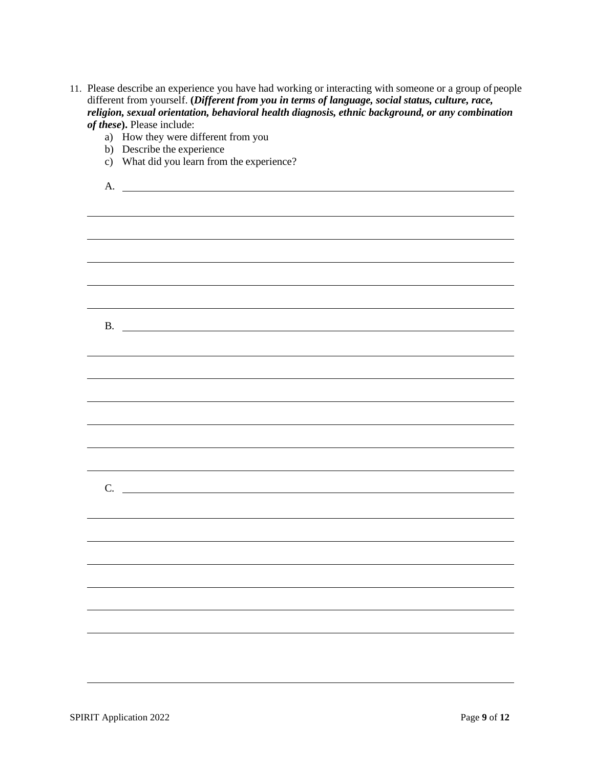11. Please describe an experience you have had working or interacting with someone or a group of people different from yourself. (***Different from you in terms of language, social status, culture, race, religion, sexual orientation, behavioral health diagnosis, ethnic background, or any combination of these***). Please include:
    a) How they were different from you
    b) Describe the experience
    c) What did you learn from the experience?

    A. ______________________________________________________________________

    ______________________________________________________________________

    ______________________________________________________________________

    ______________________________________________________________________

    ______________________________________________________________________

    ______________________________________________________________________

    B. ______________________________________________________________________

    ______________________________________________________________________

    ______________________________________________________________________

    ______________________________________________________________________

    ______________________________________________________________________

    ______________________________________________________________________

    ______________________________________________________________________

    C. ______________________________________________________________________

    ______________________________________________________________________

    ______________________________________________________________________

    ______________________________________________________________________

    ______________________________________________________________________

    ______________________________________________________________________

    ______________________________________________________________________

    ______________________________________________________________________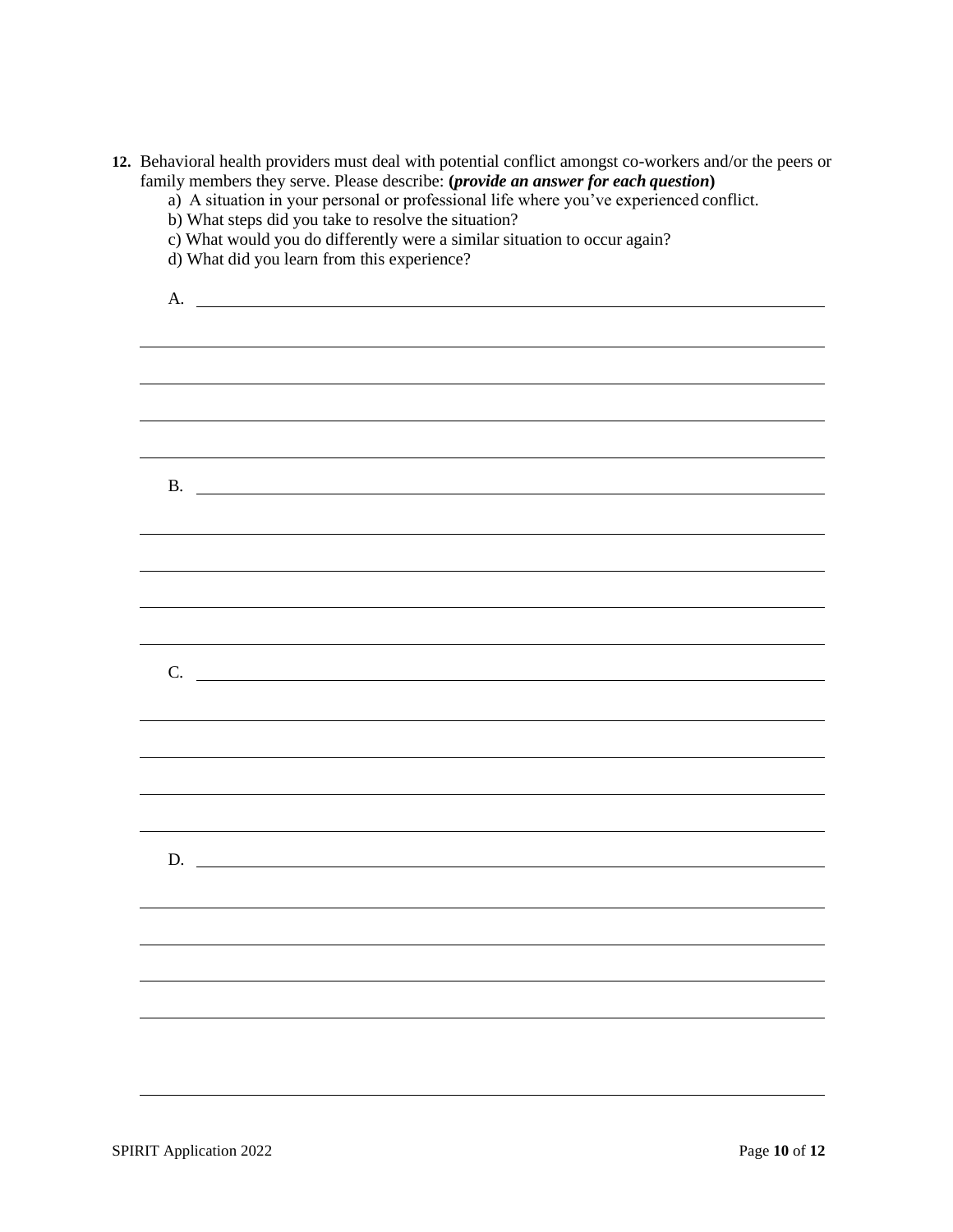12. Behavioral health providers must deal with potential conflict amongst co-workers and/or the peers or family members they serve. Please describe: **(*provide an answer for each question*)**
    a) A situation in your personal or professional life where you've experienced conflict.
    b) What steps did you take to resolve the situation?
    c) What would you do differently were a similar situation to occur again?
    d) What did you learn from this experience?

A. ____________________________________________

B. ____________________________________________

C. ____________________________________________

D. ____________________________________________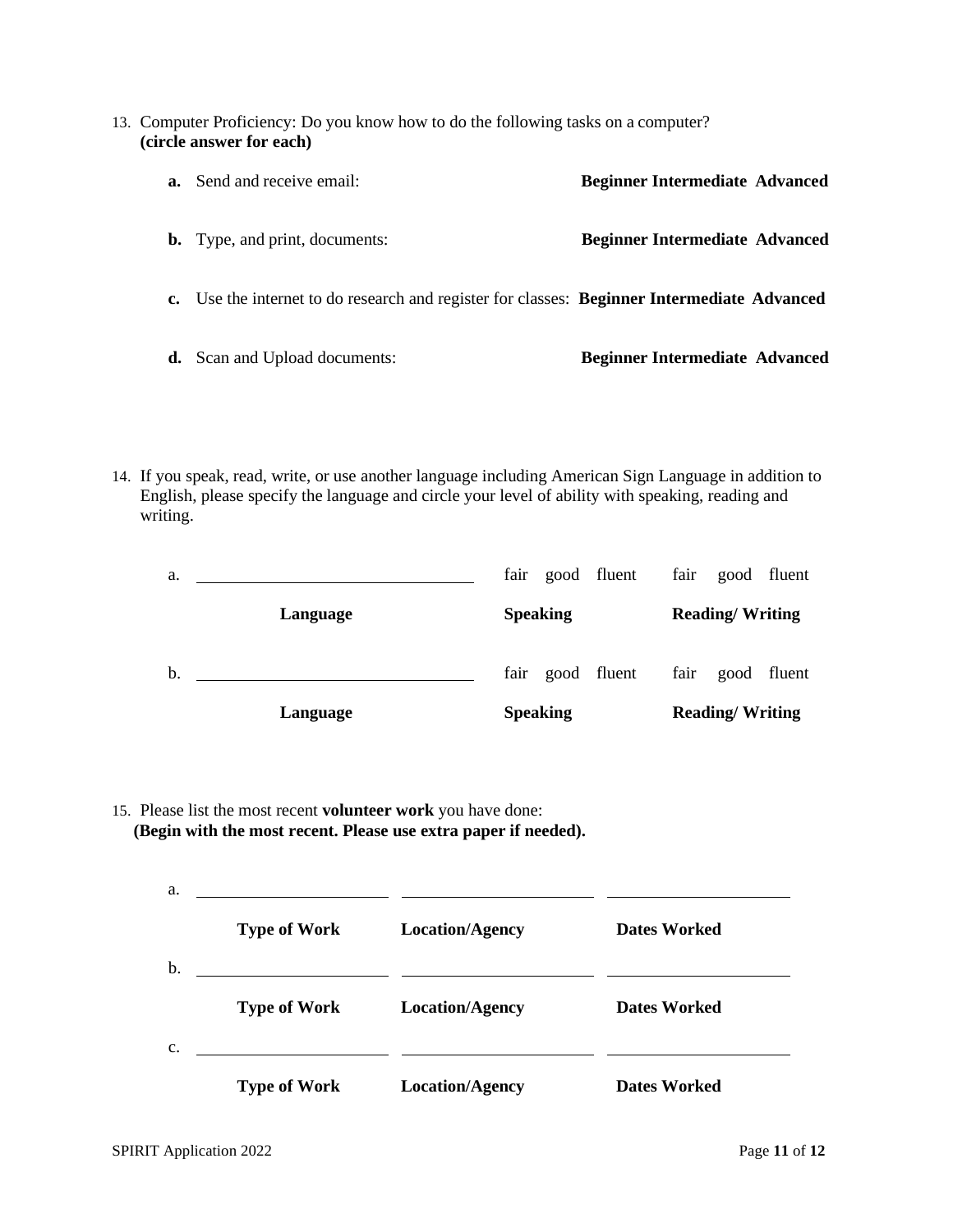13. Computer Proficiency: Do you know how to do the following tasks on a computer? **(circle answer for each)**

    **a.** Send and receive email: **Beginner Intermediate Advanced**

    **b.** Type, and print, documents: **Beginner Intermediate Advanced**

    **c.** Use the internet to do research and register for classes: **Beginner Intermediate Advanced**

    **d.** Scan and Upload documents: **Beginner Intermediate Advanced**

14. If you speak, read, write, or use another language including American Sign Language in addition to English, please specify the language and circle your level of ability with speaking, reading and writing.

| | | | |
|---|---|---|---|
| a. | ______________________ | fair good fluent | fair good fluent |
| | **Language** | **Speaking** | **Reading/ Writing** |
| b. | ______________________ | fair good fluent | fair good fluent |
| | **Language** | **Speaking** | **Reading/ Writing** |

15. Please list the most recent **volunteer work** you have done: **(Begin with the most recent. Please use extra paper if needed).**

| | | | |
|---|---|---|---|
| a. | ______________ | ______________ | ______________ |
| | **Type of Work** | **Location/Agency** | **Dates Worked** |
| b. | ______________ | ______________ | ______________ |
| | **Type of Work** | **Location/Agency** | **Dates Worked** |
| c. | ______________ | ______________ | ______________ |
| | **Type of Work** | **Location/Agency** | **Dates Worked** |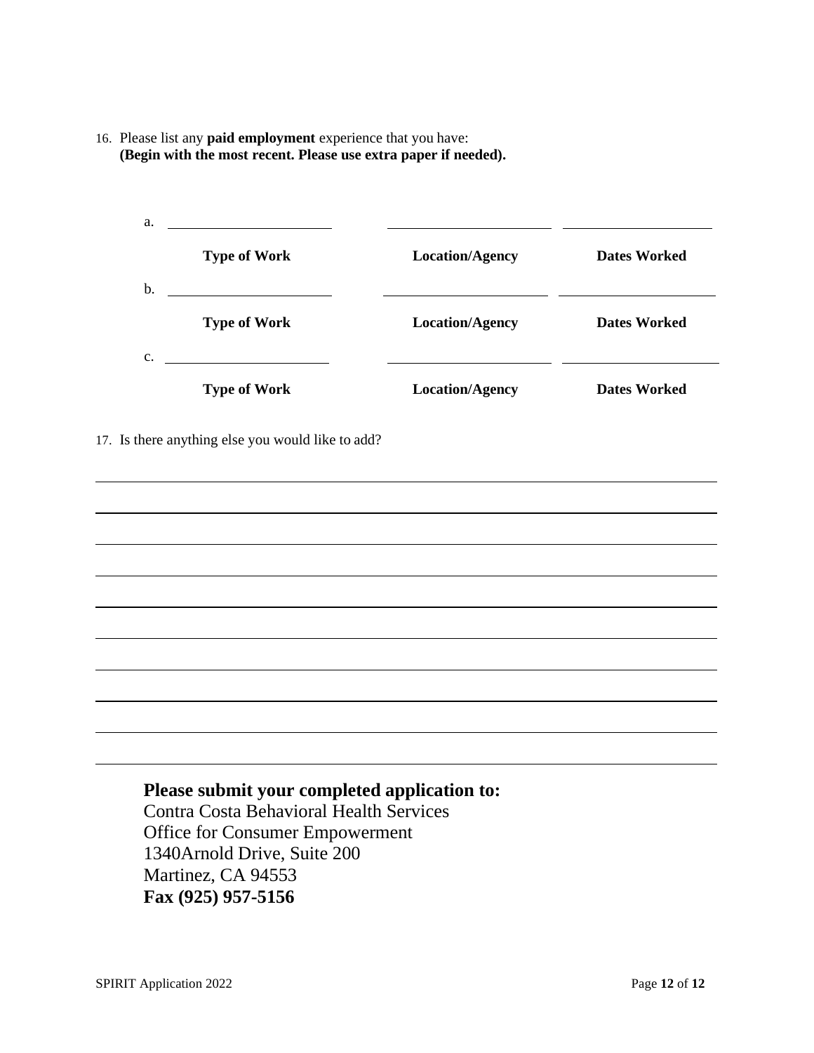16. Please list any **paid employment** experience that you have:
**(Begin with the most recent. Please use extra paper if needed).**

| | Type of Work | Location/Agency | Dates Worked |
|---|---|---|---|
| a. | | | |
| b. | | | |
| c. | | | |

17. Is there anything else you would like to add?

______________________________________________________________________________

______________________________________________________________________________

______________________________________________________________________________

______________________________________________________________________________

______________________________________________________________________________

______________________________________________________________________________

______________________________________________________________________________

______________________________________________________________________________

______________________________________________________________________________

______________________________________________________________________________

**Please submit your completed application to:**
Contra Costa Behavioral Health Services
Office for Consumer Empowerment
1340Arnold Drive, Suite 200
Martinez, CA 94553
**Fax (925) 957-5156**